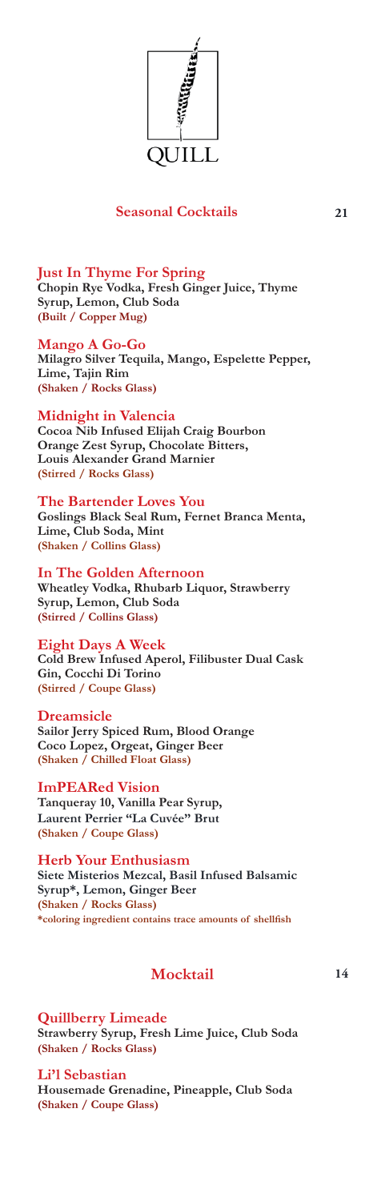# QUILL

## Seasonal Cocktails 21

### Just In Thyme For Spring
**Chopin Rye Vodka, Fresh Ginger Juice, Thyme Syrup, Lemon, Club Soda**
**(Built / Copper Mug)**

### Mango A Go-Go
**Milagro Silver Tequila, Mango, Espelette Pepper, Lime, Tajin Rim**
**(Shaken / Rocks Glass)**

### Midnight in Valencia
**Cocoa Nib Infused Elijah Craig Bourbon Orange Zest Syrup, Chocolate Bitters, Louis Alexander Grand Marnier**
**(Stirred / Rocks Glass)**

### The Bartender Loves You
**Goslings Black Seal Rum, Fernet Branca Menta, Lime, Club Soda, Mint**
**(Shaken / Collins Glass)**

### In The Golden Afternoon
**Wheatley Vodka, Rhubarb Liquor, Strawberry Syrup, Lemon, Club Soda**
**(Stirred / Collins Glass)**

### Eight Days A Week
**Cold Brew Infused Aperol, Filibuster Dual Cask Gin, Cocchi Di Torino**
**(Stirred / Coupe Glass)**

### Dreamsicle
**Sailor Jerry Spiced Rum, Blood Orange Coco Lopez, Orgeat, Ginger Beer**
**(Shaken / Chilled Float Glass)**

### ImPEARed Vision
**Tanqueray 10, Vanilla Pear Syrup, Laurent Perrier "La Cuvée" Brut**
**(Shaken / Coupe Glass)**

### Herb Your Enthusiasm
**Siete Misterios Mezcal, Basil Infused Balsamic Syrup*, Lemon, Ginger Beer**
**(Shaken / Rocks Glass)**
***coloring ingredient contains trace amounts of shellfish**

## Mocktail 14

### Quillberry Limeade
**Strawberry Syrup, Fresh Lime Juice, Club Soda**
**(Shaken / Rocks Glass)**

### Li'l Sebastian
**Housemade Grenadine, Pineapple, Club Soda**
**(Shaken / Coupe Glass)**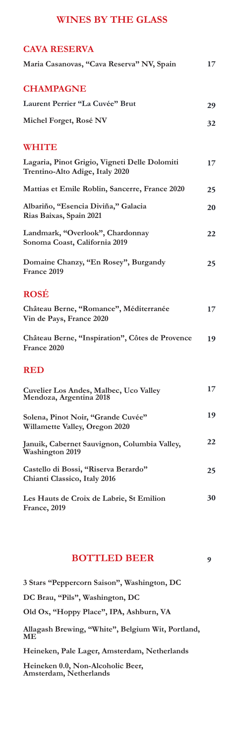# WINES BY THE GLASS

## CAVA RESERVA

**Maria Casanovas, "Cava Reserva" NV, Spain** 17

## CHAMPAGNE

**Laurent Perrier "La Cuvée" Brut** 29

**Michel Forget, Rosé NV** 32

## WHITE

**Lagaria, Pinot Grigio, Vigneti Delle Dolomiti Trentino-Alto Adige, Italy 2020** 17

**Mattias et Emile Roblin, Sancerre, France 2020** 25

**Albariño, "Esencia Diviña," Galacia Rias Baixas, Spain 2021** 20

**Landmark, "Overlook", Chardonnay Sonoma Coast, California 2019** 22

**Domaine Chanzy, "En Rosey", Burgandy France 2019** 25

## ROSÉ

**Château Berne, "Romance", Méditerranée Vin de Pays, France 2020** 17

**Château Berne, "Inspiration", Côtes de Provence France 2020** 19

## RED

**Cuvelier Los Andes, Malbec, Uco Valley Mendoza, Argentina 2018** 17

**Solena, Pinot Noir, "Grande Cuvée" Willamette Valley, Oregon 2020** 19

**Januik, Cabernet Sauvignon, Columbia Valley, Washington 2019** 22

**Castello di Bossi, "Riserva Berardo" Chianti Classico, Italy 2016** 25

**Les Hauts de Croix de Labrie, St Emilion France, 2019** 30

# BOTTLED BEER 9

**3 Stars "Peppercorn Saison", Washington, DC**

**DC Brau, "Pils", Washington, DC**

**Old Ox, "Hoppy Place", IPA, Ashburn, VA**

**Allagash Brewing, "White", Belgium Wit, Portland, ME**

**Heineken, Pale Lager, Amsterdam, Netherlands**

**Heineken 0.0, Non-Alcoholic Beer, Amsterdam, Netherlands**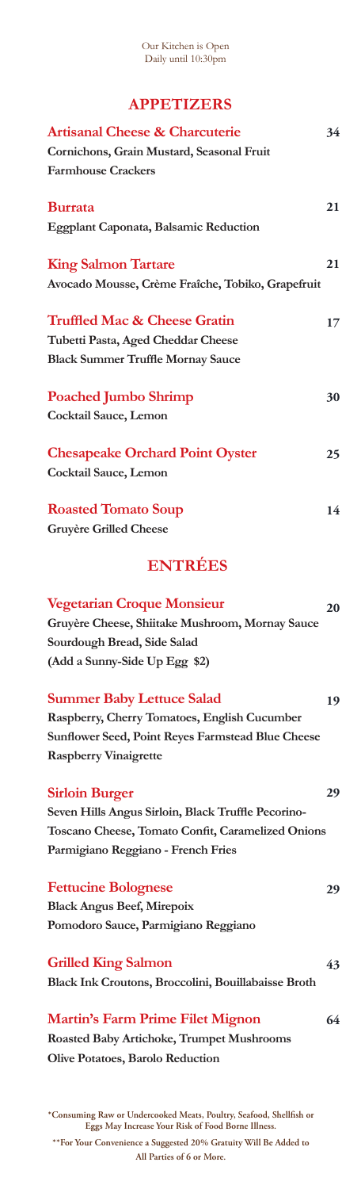Our Kitchen is Open
Daily until 10:30pm

## APPETIZERS

**Artisanal Cheese & Charcuterie** 34
Cornichons, Grain Mustard, Seasonal Fruit
Farmhouse Crackers

**Burrata** 21
Eggplant Caponata, Balsamic Reduction

**King Salmon Tartare** 21
Avocado Mousse, Crème Fraîche, Tobiko, Grapefruit

**Truffled Mac & Cheese Gratin** 17
Tubetti Pasta, Aged Cheddar Cheese
Black Summer Truffle Mornay Sauce

**Poached Jumbo Shrimp** 30
Cocktail Sauce, Lemon

**Chesapeake Orchard Point Oyster** 25
Cocktail Sauce, Lemon

**Roasted Tomato Soup** 14
Gruyère Grilled Cheese

## ENTRÉES

**Vegetarian Croque Monsieur** 20
Gruyère Cheese, Shiitake Mushroom, Mornay Sauce
Sourdough Bread, Side Salad
(Add a Sunny-Side Up Egg $2)

**Summer Baby Lettuce Salad** 19
Raspberry, Cherry Tomatoes, English Cucumber
Sunflower Seed, Point Reyes Farmstead Blue Cheese
Raspberry Vinaigrette

**Sirloin Burger** 29
Seven Hills Angus Sirloin, Black Truffle Pecorino-Toscano Cheese, Tomato Confit, Caramelized Onions
Parmigiano Reggiano - French Fries

**Fettucine Bolognese** 29
Black Angus Beef, Mirepoix
Pomodoro Sauce, Parmigiano Reggiano

**Grilled King Salmon** 43
Black Ink Croutons, Broccolini, Bouillabaisse Broth

**Martin's Farm Prime Filet Mignon** 64
Roasted Baby Artichoke, Trumpet Mushrooms
Olive Potatoes, Barolo Reduction

*Consuming Raw or Undercooked Meats, Poultry, Seafood, Shellfish or Eggs May Increase Your Risk of Food Borne Illness.

**For Your Convenience a Suggested 20% Gratuity Will Be Added to All Parties of 6 or More.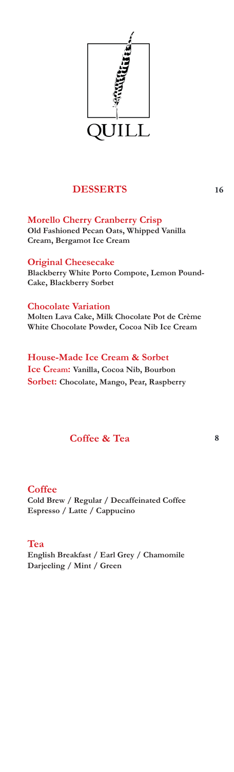QUILL

## DESSERTS 16

**Morello Cherry Cranberry Crisp**
**Old Fashioned Pecan Oats, Whipped Vanilla Cream, Bergamot Ice Cream**

**Original Cheesecake**
**Blackberry White Porto Compote, Lemon Pound-Cake, Blackberry Sorbet**

**Chocolate Variation**
**Molten Lava Cake, Milk Chocolate Pot de Crème White Chocolate Powder, Cocoa Nib Ice Cream**

**House-Made Ice Cream & Sorbet**
**Ice Cream: Vanilla, Cocoa Nib, Bourbon**
**Sorbet: Chocolate, Mango, Pear, Raspberry**

## Coffee & Tea 8

**Coffee**
**Cold Brew / Regular / Decaffeinated Coffee Espresso / Latte / Cappucino**

**Tea**
**English Breakfast / Earl Grey / Chamomile Darjeeling / Mint / Green**